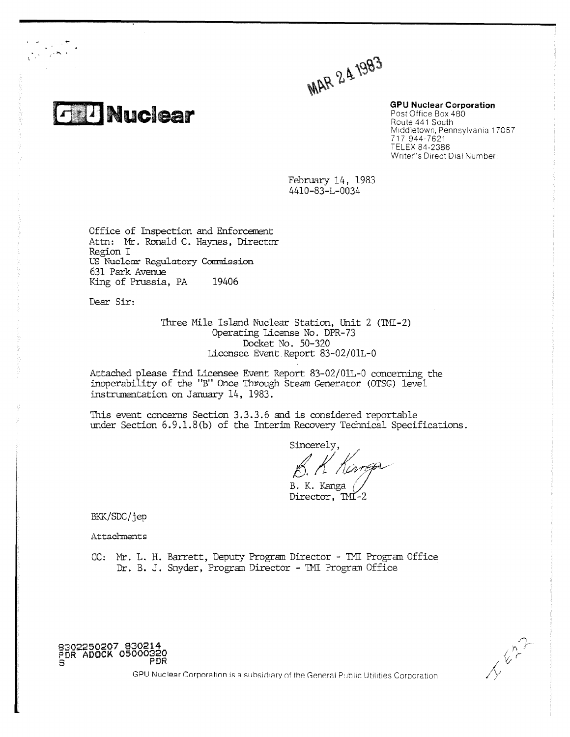MAR 24 1983

**GPU Nuclear**

**GPU Nuclear Corporation**
Post Office Box 480
Route 441 South
Middletown, Pennsylvania 17057
717 944-7621
TELEX 84-2386
Writer's Direct Dial Number:

February 14, 1983
4410-83-L-0034

Office of Inspection and Enforcement
Attn: Mr. Ronald C. Haynes, Director
Region I
US Nuclear Regulatory Commission
631 Park Avenue
King of Prussia, PA 19406

Dear Sir:

Three Mile Island Nuclear Station, Unit 2 (TMI-2)
Operating License No. DPR-73
Docket No. 50-320
Licensee Event Report 83-02/01L-0

Attached please find Licensee Event Report 83-02/01L-0 concerning the inoperability of the "B" Once Through Steam Generator (OTSG) level instrumentation on January 14, 1983.

This event concerns Section 3.3.3.6 and is considered reportable under Section 6.9.1.8(b) of the Interim Recovery Technical Specifications.

Sincerely,

B. K. Kanga
Director, TMI-2

BKK/SDC/jep

Attachments

CC: Mr. L. H. Barrett, Deputy Program Director - TMI Program Office
Dr. B. J. Snyder, Program Director - TMI Program Office

8302250207 830214
PDR ADOCK 05000320
S PDR

GPU Nuclear Corporation is a subsidiary of the General Public Utilities Corporation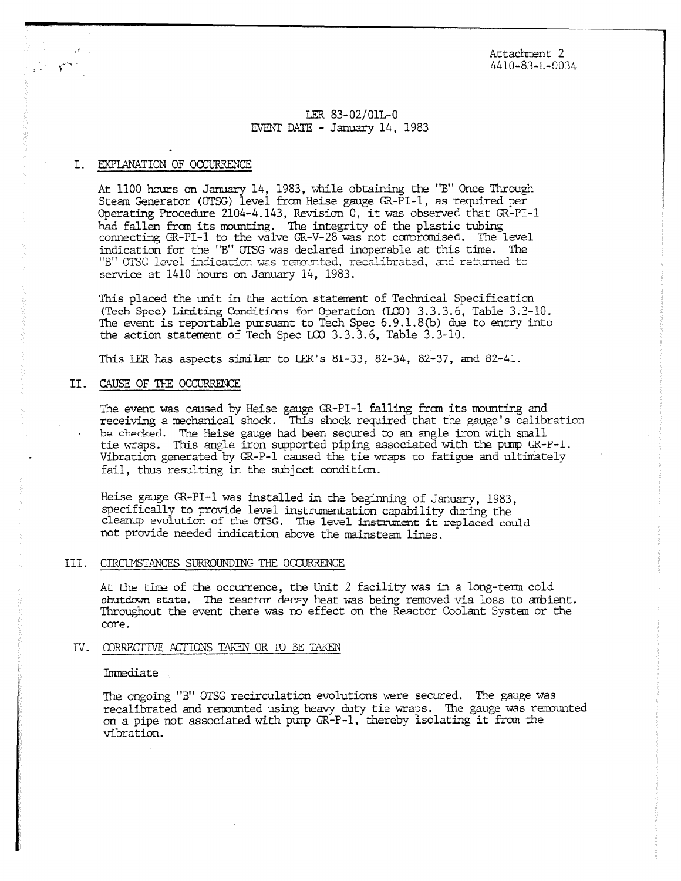Attachment 2
4410-83-L-0034

LER 83-02/01L-0
EVENT DATE - January 14, 1983

## I. EXPLANATION OF OCCURRENCE

At 1100 hours on January 14, 1983, while obtaining the "B" Once Through Steam Generator (OTSG) level from Heise gauge GR-PI-1, as required per Operating Procedure 2104-4.143, Revision 0, it was observed that GR-PI-1 had fallen from its mounting. The integrity of the plastic tubing connecting GR-PI-1 to the valve GR-V-28 was not compromised. The level indication for the "B" OTSG was declared inoperable at this time. The "B" OTSG level indication was remounted, recalibrated, and returned to service at 1410 hours on January 14, 1983.

This placed the unit in the action statement of Technical Specification (Tech Spec) Limiting Conditions for Operation (LCO) 3.3.3.6, Table 3.3-10. The event is reportable pursuant to Tech Spec 6.9.1.8(b) due to entry into the action statement of Tech Spec LCO 3.3.3.6, Table 3.3-10.

This LER has aspects similar to LER's 81-33, 82-34, 82-37, and 82-41.

## II. CAUSE OF THE OCCURRENCE

The event was caused by Heise gauge GR-PI-1 falling from its mounting and receiving a mechanical shock. This shock required that the gauge's calibration be checked. The Heise gauge had been secured to an angle iron with small tie wraps. This angle iron supported piping associated with the pump GR-P-1. Vibration generated by GR-P-1 caused the tie wraps to fatigue and ultimately fail, thus resulting in the subject condition.

Heise gauge GR-PI-1 was installed in the beginning of January, 1983, specifically to provide level instrumentation capability during the cleanup evolution of the OTSG. The level instrument it replaced could not provide needed indication above the mainsteam lines.

## III. CIRCUMSTANCES SURROUNDING THE OCCURRENCE

At the time of the occurrence, the Unit 2 facility was in a long-term cold shutdown state. The reactor decay heat was being removed via loss to ambient. Throughout the event there was no effect on the Reactor Coolant System or the core.

## IV. CORRECTIVE ACTIONS TAKEN OR TO BE TAKEN

Immediate

The ongoing "B" OTSG recirculation evolutions were secured. The gauge was recalibrated and remounted using heavy duty tie wraps. The gauge was remounted on a pipe not associated with pump GR-P-1, thereby isolating it from the vibration.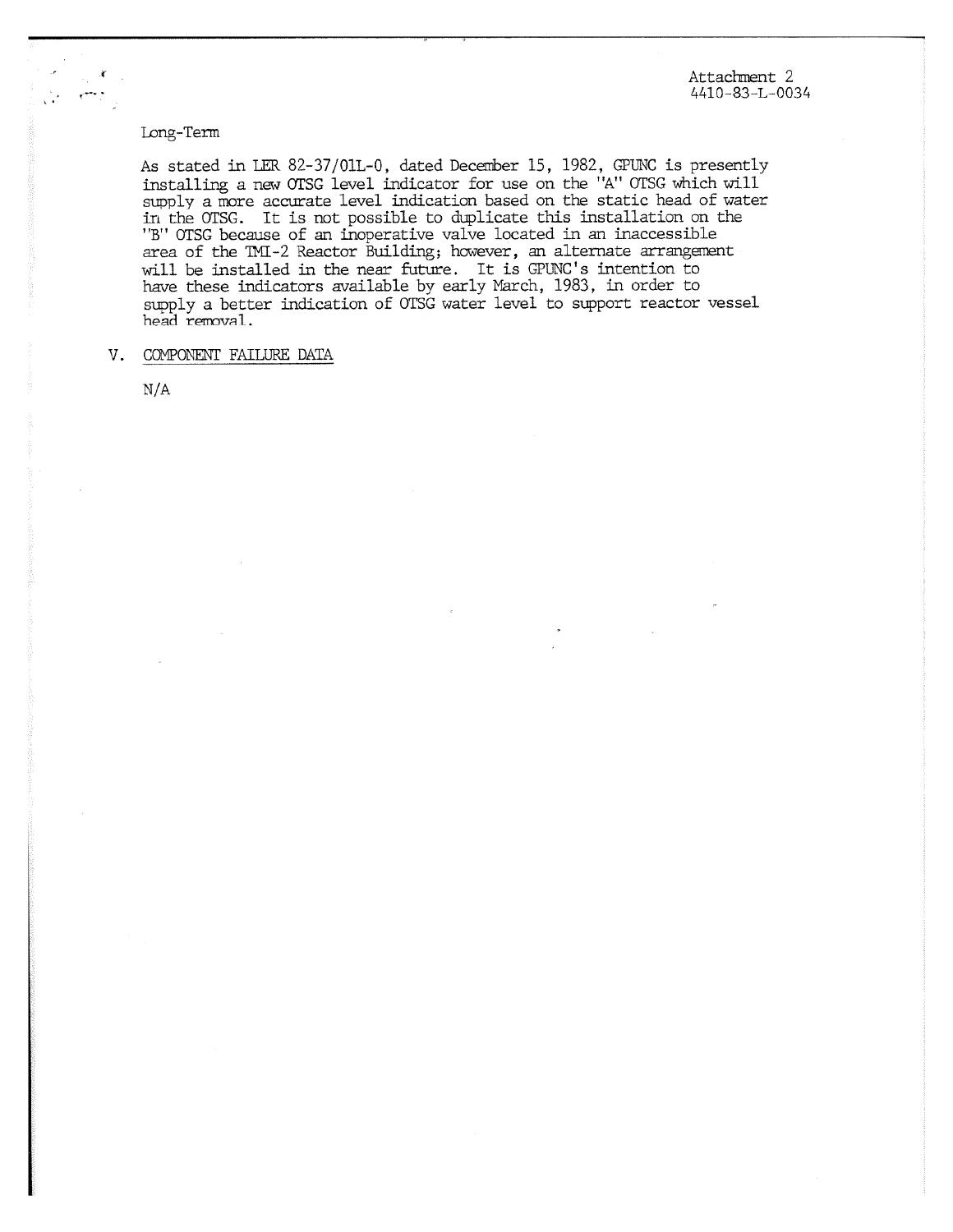Attachment 2
4410-83-L-0034

Long-Term

As stated in LER 82-37/01L-0, dated December 15, 1982, GPUNC is presently installing a new OTSG level indicator for use on the "A" OTSG which will supply a more accurate level indication based on the static head of water in the OTSG. It is not possible to duplicate this installation on the "B" OTSG because of an inoperative valve located in an inaccessible area of the TMI-2 Reactor Building; however, an alternate arrangement will be installed in the near future. It is GPUNC's intention to have these indicators available by early March, 1983, in order to supply a better indication of OTSG water level to support reactor vessel head removal.

V. COMPONENT FAILURE DATA

N/A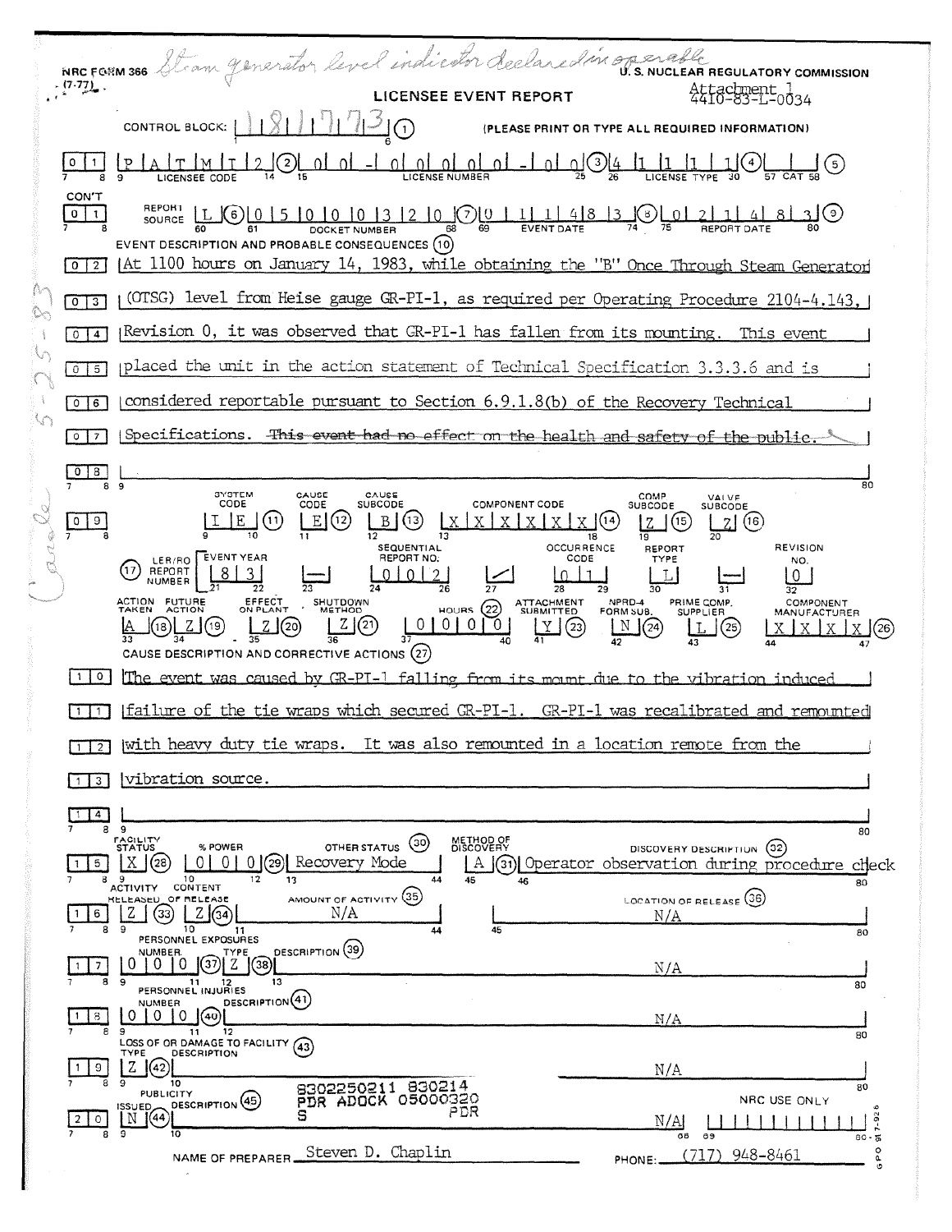NRC FORM 366 (7-77) *Steam generator level indicator declared inoperable*

U. S. NUCLEAR REGULATORY COMMISSION

Attachment 1
4410-83-L-0034

# LICENSEE EVENT REPORT

CONTROL BLOCK: 1 8 1 7 7 3 (1) (PLEASE PRINT OR TYPE ALL REQUIRED INFORMATION)

| | |
|---|---|
| 0 1 | LICENSEE CODE: P A T M I 2 (2) LICENSE NUMBER: 0 0 - 0 0 0 0 0 - 0 0 (3) LICENSE TYPE: 4 1 1 1 1 (4) CAT 58: (5) |
| CON'T 0 1 | REPORT SOURCE: L (6) DOCKET NUMBER: 0 5 0 0 0 3 2 0 (7) EVENT DATE: 0 1 1 4 8 3 (8) REPORT DATE: 0 2 1 4 8 3 (9) |

EVENT DESCRIPTION AND PROBABLE CONSEQUENCES (10)

| | |
|---|---|
| 0 2 | At 1100 hours on January 14, 1983, while obtaining the "B" Once Through Steam Generator |
| 0 3 | (OTSG) level from Heise gauge GR-PI-1, as required per Operating Procedure 2104-4.143, |
| 0 4 | Revision 0, it was observed that GR-PI-1 has fallen from its mounting. This event |
| 0 5 | placed the unit in the action statement of Technical Specification 3.3.3.6 and is |
| 0 6 | considered reportable pursuant to Section 6.9.1.8(b) of the Recovery Technical |
| 0 7 | Specifications. ~~This event had no effect on the health and safety of the public.~~ |
| 0 8 | |

| | SYSTEM CODE | CAUSE CODE | CAUSE SUBCODE | COMPONENT CODE | COMP SUBCODE | VALVE SUBCODE |
|---|---|---|---|---|---|---|
| 0 9 | I E (11) | E (12) | B (13) | X X X X X X (14) | Z (15) | Z (16) |

| (17) LER/RO REPORT NUMBER | EVENT YEAR | | SEQUENTIAL REPORT NO. | | OCCURRENCE CODE | REPORT TYPE | | REVISION NO. |
|---|---|---|---|---|---|---|---|---|
| | 8 3 | — | 0 0 2 | / | 0 1 | L | — | 0 |

| ACTION TAKEN | FUTURE ACTION | EFFECT ON PLANT | SHUTDOWN METHOD | HOURS (22) | ATTACHMENT SUBMITTED | NPRD-4 FORM SUB. | PRIME COMP. SUPPLIER | COMPONENT MANUFACTURER |
|---|---|---|---|---|---|---|---|---|
| A (18) | Z (19) | Z (20) | Z (21) | 0 0 0 0 | Y (23) | N (24) | L (25) | X X X X (26) |

CAUSE DESCRIPTION AND CORRECTIVE ACTIONS (27)

| | |
|---|---|
| 1 0 | The event was caused by GR-PI-1 falling from its mount due to the vibration induced |
| 1 1 | failure of the tie wraps which secured GR-PI-1. GR-PI-1 was recalibrated and remounted |
| 1 2 | with heavy duty tie wraps. It was also remounted in a location remote from the |
| 1 3 | vibration source. |
| 1 4 | |

| | FACILITY STATUS | % POWER | OTHER STATUS (30) | METHOD OF DISCOVERY | DISCOVERY DESCRIPTION (32) |
|---|---|---|---|---|---|
| 1 5 | X (28) | 0 0 0 (29) | Recovery Mode | A (31) | Operator observation during procedure check |

| | ACTIVITY RELEASED OF RELEASE | CONTENT | AMOUNT OF ACTIVITY (35) | LOCATION OF RELEASE (36) |
|---|---|---|---|---|
| 1 6 | Z (33) | Z (34) | N/A | N/A |

PERSONNEL EXPOSURES

| | NUMBER | TYPE | DESCRIPTION (39) |
|---|---|---|---|
| 1 7 | 0 0 0 (37) | Z (38) | N/A |

PERSONNEL INJURIES

| | NUMBER | DESCRIPTION (41) |
|---|---|---|
| 1 8 | 0 0 0 (40) | N/A |

LOSS OF OR DAMAGE TO FACILITY (43)

| | TYPE | DESCRIPTION |
|---|---|---|
| 1 9 | Z (42) | N/A |

8302250211 830214
PDR ADOCK 05000320
S PDR

PUBLICITY

| | ISSUED | DESCRIPTION (45) | NRC USE ONLY |
|---|---|---|---|
| 2 0 | N (44) | N/A | |

NAME OF PREPARER Steven D. Chaplin PHONE: (717) 948-8461

*5-25-83*

*Carole*